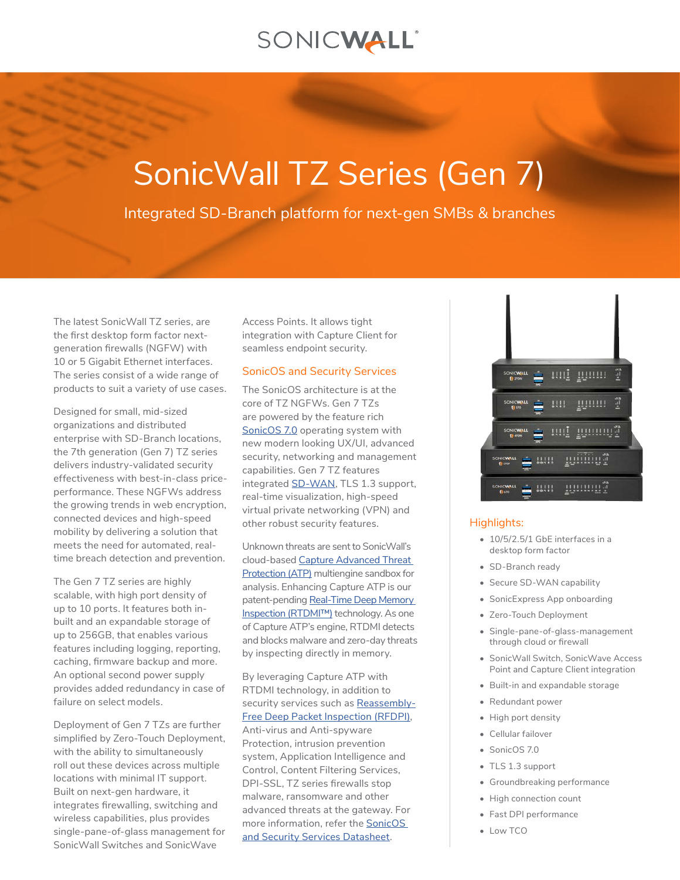SONICWALL

# SonicWall TZ Series (Gen 7)

Integrated SD-Branch platform for next-gen SMBs & branches

The latest SonicWall TZ series, are the first desktop form factor next-generation firewalls (NGFW) with 10 or 5 Gigabit Ethernet interfaces. The series consist of a wide range of products to suit a variety of use cases.

Designed for small, mid-sized organizations and distributed enterprise with SD-Branch locations, the 7th generation (Gen 7) TZ series delivers industry-validated security effectiveness with best-in-class price-performance. These NGFWs address the growing trends in web encryption, connected devices and high-speed mobility by delivering a solution that meets the need for automated, real-time breach detection and prevention.

The Gen 7 TZ series are highly scalable, with high port density of up to 10 ports. It features both in-built and an expandable storage of up to 256GB, that enables various features including logging, reporting, caching, firmware backup and more. An optional second power supply provides added redundancy in case of failure on select models.

Deployment of Gen 7 TZs are further simplified by Zero-Touch Deployment, with the ability to simultaneously roll out these devices across multiple locations with minimal IT support. Built on next-gen hardware, it integrates firewalling, switching and wireless capabilities, plus provides single-pane-of-glass management for SonicWall Switches and SonicWave Access Points. It allows tight integration with Capture Client for seamless endpoint security.

## SonicOS and Security Services

The SonicOS architecture is at the core of TZ NGFWs. Gen 7 TZs are powered by the feature rich SonicOS 7.0 operating system with new modern looking UX/UI, advanced security, networking and management capabilities. Gen 7 TZ features integrated SD-WAN, TLS 1.3 support, real-time visualization, high-speed virtual private networking (VPN) and other robust security features.

Unknown threats are sent to SonicWall's cloud-based Capture Advanced Threat Protection (ATP) multiengine sandbox for analysis. Enhancing Capture ATP is our patent-pending Real-Time Deep Memory Inspection (RTDMI™) technology. As one of Capture ATP's engine, RTDMI detects and blocks malware and zero-day threats by inspecting directly in memory.

By leveraging Capture ATP with RTDMI technology, in addition to security services such as Reassembly-Free Deep Packet Inspection (RFDPI), Anti-virus and Anti-spyware Protection, intrusion prevention system, Application Intelligence and Control, Content Filtering Services, DPI-SSL, TZ series firewalls stop malware, ransomware and other advanced threats at the gateway. For more information, refer the SonicOS and Security Services Datasheet.

## Highlights:

- 10/5/2.5/1 GbE interfaces in a desktop form factor
- SD-Branch ready
- Secure SD-WAN capability
- SonicExpress App onboarding
- Zero-Touch Deployment
- Single-pane-of-glass-management through cloud or firewall
- SonicWall Switch, SonicWave Access Point and Capture Client integration
- Built-in and expandable storage
- Redundant power
- High port density
- Cellular failover
- SonicOS 7.0
- TLS 1.3 support
- Groundbreaking performance
- High connection count
- Fast DPI performance
- Low TCO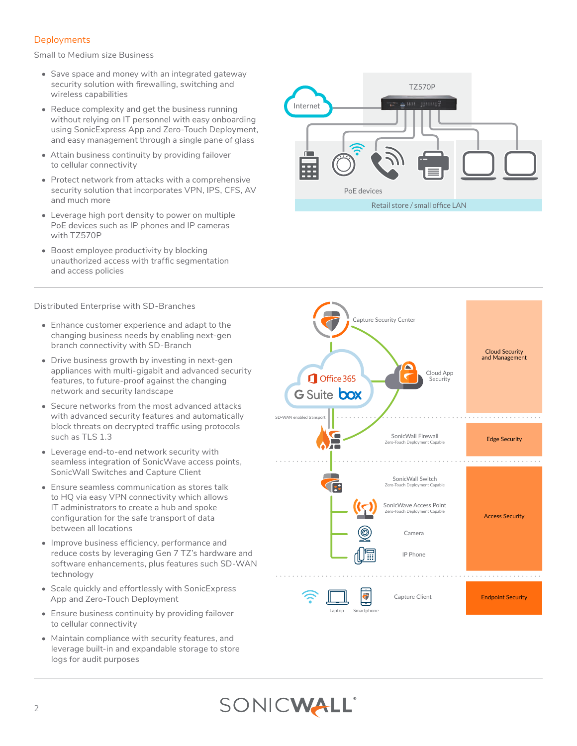## Deployments

### Small to Medium size Business

- Save space and money with an integrated gateway security solution with firewalling, switching and wireless capabilities
- Reduce complexity and get the business running without relying on IT personnel with easy onboarding using SonicExpress App and Zero-Touch Deployment, and easy management through a single pane of glass
- Attain business continuity by providing failover to cellular connectivity
- Protect network from attacks with a comprehensive security solution that incorporates VPN, IPS, CFS, AV and much more
- Leverage high port density to power on multiple PoE devices such as IP phones and IP cameras with TZ570P
- Boost employee productivity by blocking unauthorized access with traffic segmentation and access policies

### Distributed Enterprise with SD-Branches

- Enhance customer experience and adapt to the changing business needs by enabling next-gen branch connectivity with SD-Branch
- Drive business growth by investing in next-gen appliances with multi-gigabit and advanced security features, to future-proof against the changing network and security landscape
- Secure networks from the most advanced attacks with advanced security features and automatically block threats on decrypted traffic using protocols such as TLS 1.3
- Leverage end-to-end network security with seamless integration of SonicWave access points, SonicWall Switches and Capture Client
- Ensure seamless communication as stores talk to HQ via easy VPN connectivity which allows IT administrators to create a hub and spoke configuration for the safe transport of data between all locations
- Improve business efficiency, performance and reduce costs by leveraging Gen 7 TZ's hardware and software enhancements, plus features such SD-WAN technology
- Scale quickly and effortlessly with SonicExpress App and Zero-Touch Deployment
- Ensure business continuity by providing failover to cellular connectivity
- Maintain compliance with security features, and leverage built-in and expandable storage to store logs for audit purposes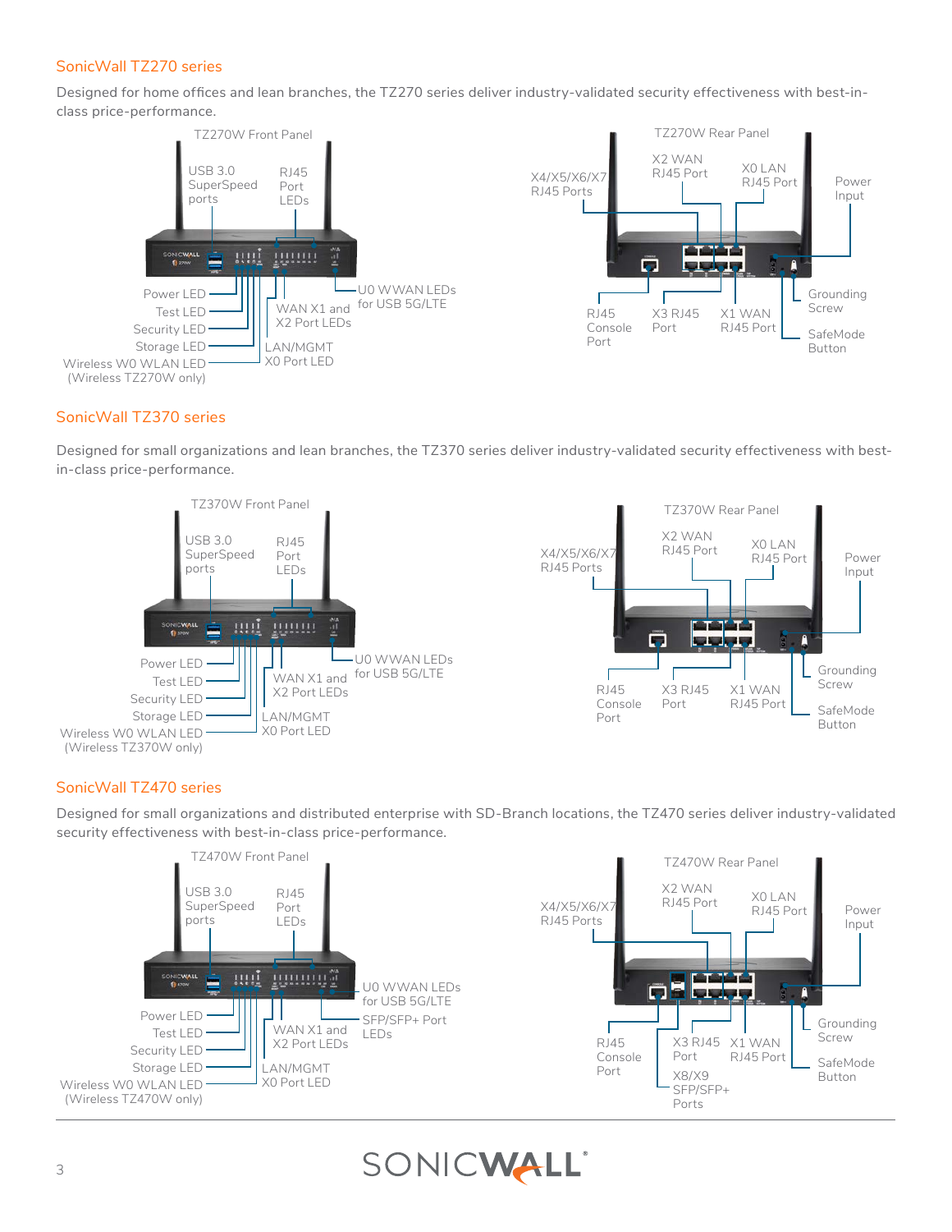## SonicWall TZ270 series

Designed for home offices and lean branches, the TZ270 series deliver industry-validated security effectiveness with best-in-class price-performance.

TZ270W Front Panel

USB 3.0 SuperSpeed ports
RJ45 Port LEDs
Power LED
Test LED
Security LED
Storage LED
Wireless W0 WLAN LED (Wireless TZ270W only)
WAN X1 and X2 Port LEDs
LAN/MGMT X0 Port LED
U0 WWAN LEDs for USB 5G/LTE

TZ270W Rear Panel

X4/X5/X6/X7 RJ45 Ports
X2 WAN RJ45 Port
X0 LAN RJ45 Port
Power Input
RJ45 Console Port
X3 RJ45 Port
X1 WAN RJ45 Port
Grounding Screw
SafeMode Button

## SonicWall TZ370 series

Designed for small organizations and lean branches, the TZ370 series deliver industry-validated security effectiveness with best-in-class price-performance.

TZ370W Front Panel

USB 3.0 SuperSpeed ports
RJ45 Port LEDs
Power LED
Test LED
Security LED
Storage LED
Wireless W0 WLAN LED (Wireless TZ370W only)
WAN X1 and X2 Port LEDs
LAN/MGMT X0 Port LED
U0 WWAN LEDs for USB 5G/LTE

TZ370W Rear Panel

X4/X5/X6/X7 RJ45 Ports
X2 WAN RJ45 Port
X0 LAN RJ45 Port
Power Input
RJ45 Console Port
X3 RJ45 Port
X1 WAN RJ45 Port
Grounding Screw
SafeMode Button

## SonicWall TZ470 series

Designed for small organizations and distributed enterprise with SD-Branch locations, the TZ470 series deliver industry-validated security effectiveness with best-in-class price-performance.

TZ470W Front Panel

USB 3.0 SuperSpeed ports
RJ45 Port LEDs
Power LED
Test LED
Security LED
Storage LED
Wireless W0 WLAN LED (Wireless TZ470W only)
WAN X1 and X2 Port LEDs
LAN/MGMT X0 Port LED
U0 WWAN LEDs for USB 5G/LTE
SFP/SFP+ Port LEDs

TZ470W Rear Panel

X4/X5/X6/X7 RJ45 Ports
X2 WAN RJ45 Port
X0 LAN RJ45 Port
Power Input
RJ45 Console Port
X3 RJ45 Port
X1 WAN RJ45 Port
X8/X9 SFP/SFP+ Ports
Grounding Screw
SafeMode Button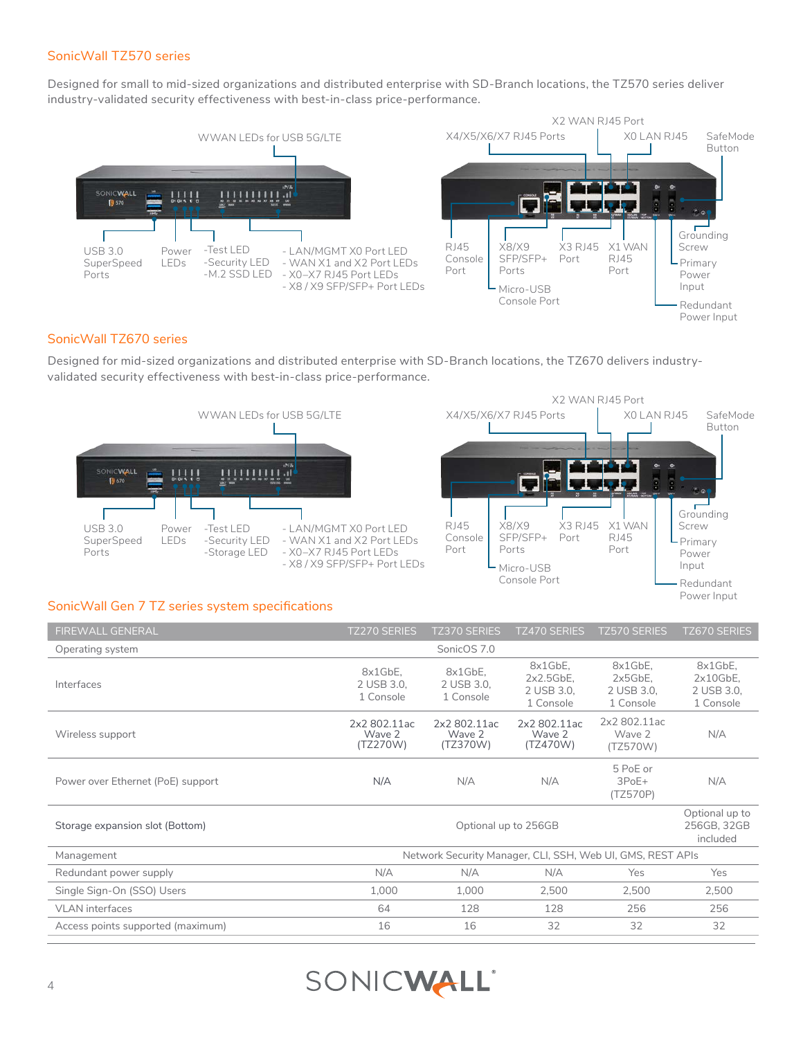## SonicWall TZ570 series

Designed for small to mid-sized organizations and distributed enterprise with SD-Branch locations, the TZ570 series deliver industry-validated security effectiveness with best-in-class price-performance.

WWAN LEDs for USB 5G/LTE

USB 3.0 SuperSpeed Ports

Power LEDs

-Test LED
-Security LED
-M.2 SSD LED

- LAN/MGMT X0 Port LED
- WAN X1 and X2 Port LEDs
- X0–X7 RJ45 Port LEDs
- X8 / X9 SFP/SFP+ Port LEDs

X2 WAN RJ45 Port

X4/X5/X6/X7 RJ45 Ports

X0 LAN RJ45

SafeMode Button

RJ45 Console Port

X8/X9 SFP/SFP+ Ports

X3 RJ45 Port

X1 WAN RJ45 Port

Grounding Screw

Primary Power Input

Micro-USB Console Port

Redundant Power Input

## SonicWall TZ670 series

Designed for mid-sized organizations and distributed enterprise with SD-Branch locations, the TZ670 delivers industry-validated security effectiveness with best-in-class price-performance.

WWAN LEDs for USB 5G/LTE

USB 3.0 SuperSpeed Ports

Power LEDs

-Test LED
-Security LED
-Storage LED

- LAN/MGMT X0 Port LED
- WAN X1 and X2 Port LEDs
- X0–X7 RJ45 Port LEDs
- X8 / X9 SFP/SFP+ Port LEDs

X2 WAN RJ45 Port

X4/X5/X6/X7 RJ45 Ports

X0 LAN RJ45

SafeMode Button

RJ45 Console Port

X8/X9 SFP/SFP+ Ports

X3 RJ45 Port

X1 WAN RJ45 Port

Grounding Screw

Primary Power Input

Micro-USB Console Port

Redundant Power Input

## SonicWall Gen 7 TZ series system specifications

| FIREWALL GENERAL | TZ270 SERIES | TZ370 SERIES | TZ470 SERIES | TZ570 SERIES | TZ670 SERIES |
|---|---|---|---|---|---|
| Operating system | SonicOS 7.0 | | | | |
| Interfaces | 8x1GbE, 2 USB 3.0, 1 Console | 8x1GbE, 2 USB 3.0, 1 Console | 8x1GbE, 2x2.5GbE, 2 USB 3.0, 1 Console | 8x1GbE, 2x5GbE, 2 USB 3.0, 1 Console | 8x1GbE, 2x10GbE, 2 USB 3.0, 1 Console |
| Wireless support | 2x2 802.11ac Wave 2 (TZ270W) | 2x2 802.11ac Wave 2 (TZ370W) | 2x2 802.11ac Wave 2 (TZ470W) | 2x2 802.11ac Wave 2 (TZ570W) | N/A |
| Power over Ethernet (PoE) support | N/A | N/A | N/A | 5 PoE or 3PoE+ (TZ570P) | N/A |
| Storage expansion slot (Bottom) | Optional up to 256GB | | | | Optional up to 256GB, 32GB included |
| Management | Network Security Manager, CLI, SSH, Web UI, GMS, REST APIs | | | | |
| Redundant power supply | N/A | N/A | N/A | Yes | Yes |
| Single Sign-On (SSO) Users | 1,000 | 1,000 | 2,500 | 2,500 | 2,500 |
| VLAN interfaces | 64 | 128 | 128 | 256 | 256 |
| Access points supported (maximum) | 16 | 16 | 32 | 32 | 32 |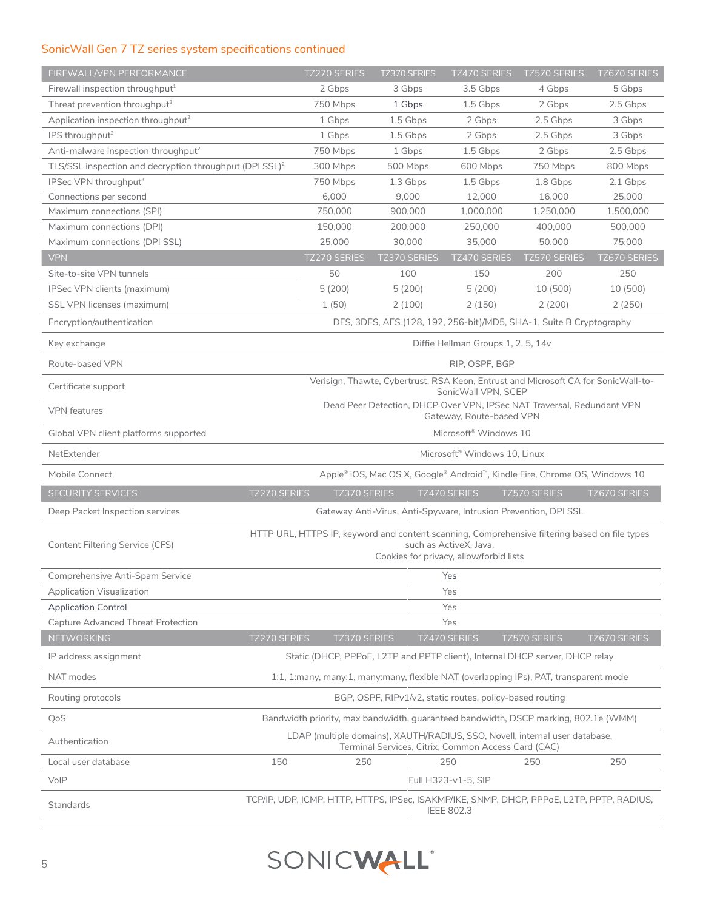## SonicWall Gen 7 TZ series system specifications continued

| FIREWALL/VPN PERFORMANCE | TZ270 SERIES | TZ370 SERIES | TZ470 SERIES | TZ570 SERIES | TZ670 SERIES |
|---|---|---|---|---|---|
| Firewall inspection throughput[1] | 2 Gbps | 3 Gbps | 3.5 Gbps | 4 Gbps | 5 Gbps |
| Threat prevention throughput[2] | 750 Mbps | 1 Gbps | 1.5 Gbps | 2 Gbps | 2.5 Gbps |
| Application inspection throughput[2] | 1 Gbps | 1.5 Gbps | 2 Gbps | 2.5 Gbps | 3 Gbps |
| IPS throughput[2] | 1 Gbps | 1.5 Gbps | 2 Gbps | 2.5 Gbps | 3 Gbps |
| Anti-malware inspection throughput[2] | 750 Mbps | 1 Gbps | 1.5 Gbps | 2 Gbps | 2.5 Gbps |
| TLS/SSL inspection and decryption throughput (DPI SSL)[2] | 300 Mbps | 500 Mbps | 600 Mbps | 750 Mbps | 800 Mbps |
| IPSec VPN throughput[3] | 750 Mbps | 1.3 Gbps | 1.5 Gbps | 1.8 Gbps | 2.1 Gbps |
| Connections per second | 6,000 | 9,000 | 12,000 | 16,000 | 25,000 |
| Maximum connections (SPI) | 750,000 | 900,000 | 1,000,000 | 1,250,000 | 1,500,000 |
| Maximum connections (DPI) | 150,000 | 200,000 | 250,000 | 400,000 | 500,000 |
| Maximum connections (DPI SSL) | 25,000 | 30,000 | 35,000 | 50,000 | 75,000 |
| **VPN** | **TZ270 SERIES** | **TZ370 SERIES** | **TZ470 SERIES** | **TZ570 SERIES** | **TZ670 SERIES** |
| Site-to-site VPN tunnels | 50 | 100 | 150 | 200 | 250 |
| IPSec VPN clients (maximum) | 5 (200) | 5 (200) | 5 (200) | 10 (500) | 10 (500) |
| SSL VPN licenses (maximum) | 1 (50) | 2 (100) | 2 (150) | 2 (200) | 2 (250) |
| Encryption/authentication | DES, 3DES, AES (128, 192, 256-bit)/MD5, SHA-1, Suite B Cryptography | | | | |
| Key exchange | Diffie Hellman Groups 1, 2, 5, 14v | | | | |
| Route-based VPN | RIP, OSPF, BGP | | | | |
| Certificate support | Verisign, Thawte, Cybertrust, RSA Keon, Entrust and Microsoft CA for SonicWall-to-SonicWall VPN, SCEP | | | | |
| VPN features | Dead Peer Detection, DHCP Over VPN, IPSec NAT Traversal, Redundant VPN Gateway, Route-based VPN | | | | |
| Global VPN client platforms supported | Microsoft® Windows 10 | | | | |
| NetExtender | Microsoft® Windows 10, Linux | | | | |
| Mobile Connect | Apple® iOS, Mac OS X, Google® Android™, Kindle Fire, Chrome OS, Windows 10 | | | | |
| **SECURITY SERVICES** | **TZ270 SERIES** | **TZ370 SERIES** | **TZ470 SERIES** | **TZ570 SERIES** | **TZ670 SERIES** |
| Deep Packet Inspection services | Gateway Anti-Virus, Anti-Spyware, Intrusion Prevention, DPI SSL | | | | |
| Content Filtering Service (CFS) | HTTP URL, HTTPS IP, keyword and content scanning, Comprehensive filtering based on file types such as ActiveX, Java, Cookies for privacy, allow/forbid lists | | | | |
| Comprehensive Anti-Spam Service | Yes | | | | |
| Application Visualization | Yes | | | | |
| Application Control | Yes | | | | |
| Capture Advanced Threat Protection | Yes | | | | |
| **NETWORKING** | **TZ270 SERIES** | **TZ370 SERIES** | **TZ470 SERIES** | **TZ570 SERIES** | **TZ670 SERIES** |
| IP address assignment | Static (DHCP, PPPoE, L2TP and PPTP client), Internal DHCP server, DHCP relay | | | | |
| NAT modes | 1:1, 1:many, many:1, many:many, flexible NAT (overlapping IPs), PAT, transparent mode | | | | |
| Routing protocols | BGP, OSPF, RIPv1/v2, static routes, policy-based routing | | | | |
| QoS | Bandwidth priority, max bandwidth, guaranteed bandwidth, DSCP marking, 802.1e (WMM) | | | | |
| Authentication | LDAP (multiple domains), XAUTH/RADIUS, SSO, Novell, internal user database, Terminal Services, Citrix, Common Access Card (CAC) | | | | |
| Local user database | 150 | 250 | 250 | 250 | 250 |
| VoIP | Full H323-v1-5, SIP | | | | |
| Standards | TCP/IP, UDP, ICMP, HTTP, HTTPS, IPSec, ISAKMP/IKE, SNMP, DHCP, PPPoE, L2TP, PPTP, RADIUS, IEEE 802.3 | | | | |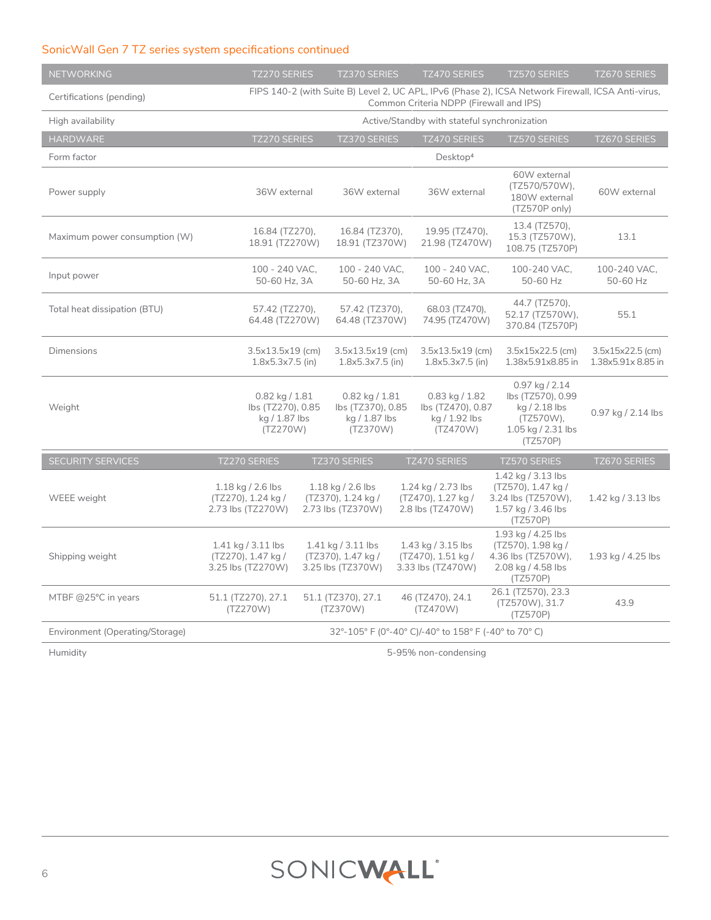## SonicWall Gen 7 TZ series system specifications continued

| NETWORKING | TZ270 SERIES | TZ370 SERIES | TZ470 SERIES | TZ570 SERIES | TZ670 SERIES |
|---|---|---|---|---|---|
| Certifications (pending) | FIPS 140-2 (with Suite B) Level 2, UC APL, IPv6 (Phase 2), ICSA Network Firewall, ICSA Anti-virus, Common Criteria NDPP (Firewall and IPS) | | | | |
| High availability | Active/Standby with stateful synchronization | | | | |
| **HARDWARE** | **TZ270 SERIES** | **TZ370 SERIES** | **TZ470 SERIES** | **TZ570 SERIES** | **TZ670 SERIES** |
| Form factor | Desktop[4] | | | | |
| Power supply | 36W external | 36W external | 36W external | 60W external (TZ570/570W), 180W external (TZ570P only) | 60W external |
| Maximum power consumption (W) | 16.84 (TZ270), 18.91 (TZ270W) | 16.84 (TZ370), 18.91 (TZ370W) | 19.95 (TZ470), 21.98 (TZ470W) | 13.4 (TZ570), 15.3 (TZ570W), 108.75 (TZ570P) | 13.1 |
| Input power | 100 - 240 VAC, 50-60 Hz, 3A | 100 - 240 VAC, 50-60 Hz, 3A | 100 - 240 VAC, 50-60 Hz, 3A | 100-240 VAC, 50-60 Hz | 100-240 VAC, 50-60 Hz |
| Total heat dissipation (BTU) | 57.42 (TZ270), 64.48 (TZ270W) | 57.42 (TZ370), 64.48 (TZ370W) | 68.03 (TZ470), 74.95 (TZ470W) | 44.7 (TZ570), 52.17 (TZ570W), 370.84 (TZ570P) | 55.1 |
| Dimensions | 3.5x13.5x19 (cm) 1.8x5.3x7.5 (in) | 3.5x13.5x19 (cm) 1.8x5.3x7.5 (in) | 3.5x13.5x19 (cm) 1.8x5.3x7.5 (in) | 3.5x15x22.5 (cm) 1.38x5.91x8.85 in | 3.5x15x22.5 (cm) 1.38x5.91x 8.85 in |
| Weight | 0.82 kg / 1.81 lbs (TZ270), 0.85 kg / 1.87 lbs (TZ270W) | 0.82 kg / 1.81 lbs (TZ370), 0.85 kg / 1.87 lbs (TZ370W) | 0.83 kg / 1.82 lbs (TZ470), 0.87 kg / 1.92 lbs (TZ470W) | 0.97 kg / 2.14 lbs (TZ570), 0.99 kg / 2.18 lbs (TZ570W), 1.05 kg / 2.31 lbs (TZ570P) | 0.97 kg / 2.14 lbs |
| **SECURITY SERVICES** | **TZ270 SERIES** | **TZ370 SERIES** | **TZ470 SERIES** | **TZ570 SERIES** | **TZ670 SERIES** |
| WEEE weight | 1.18 kg / 2.6 lbs (TZ270), 1.24 kg / 2.73 lbs (TZ270W) | 1.18 kg / 2.6 lbs (TZ370), 1.24 kg / 2.73 lbs (TZ370W) | 1.24 kg / 2.73 lbs (TZ470), 1.27 kg / 2.8 lbs (TZ470W) | 1.42 kg / 3.13 lbs (TZ570), 1.47 kg / 3.24 lbs (TZ570W), 1.57 kg / 3.46 lbs (TZ570P) | 1.42 kg / 3.13 lbs |
| Shipping weight | 1.41 kg / 3.11 lbs (TZ270), 1.47 kg / 3.25 lbs (TZ270W) | 1.41 kg / 3.11 lbs (TZ370), 1.47 kg / 3.25 lbs (TZ370W) | 1.43 kg / 3.15 lbs (TZ470), 1.51 kg / 3.33 lbs (TZ470W) | 1.93 kg / 4.25 lbs (TZ570), 1.98 kg / 4.36 lbs (TZ570W), 2.08 kg / 4.58 lbs (TZ570P) | 1.93 kg / 4.25 lbs |
| MTBF @25°C in years | 51.1 (TZ270), 27.1 (TZ270W) | 51.1 (TZ370), 27.1 (TZ370W) | 46 (TZ470), 24.1 (TZ470W) | 26.1 (TZ570), 23.3 (TZ570W), 31.7 (TZ570P) | 43.9 |
| Environment (Operating/Storage) | 32°-105° F (0°-40° C)/-40° to 158° F (-40° to 70° C) | | | | |
| Humidity | 5-95% non-condensing | | | | |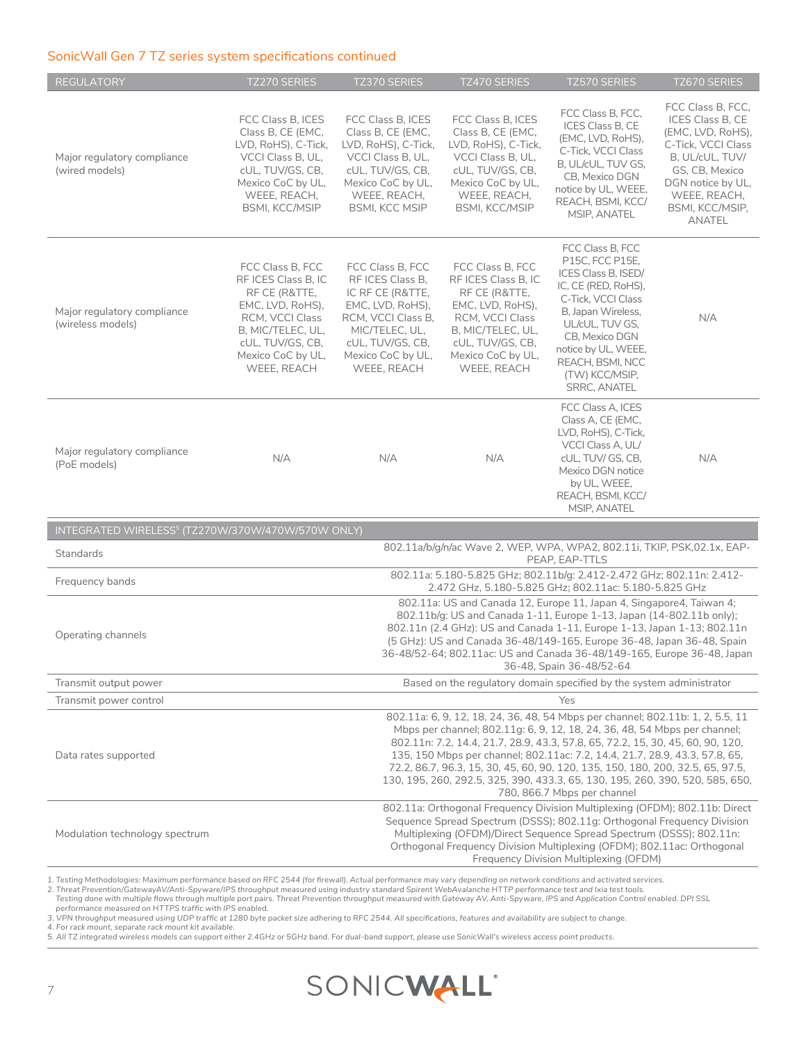## SonicWall Gen 7 TZ series system specifications continued

| REGULATORY | TZ270 SERIES | TZ370 SERIES | TZ470 SERIES | TZ570 SERIES | TZ670 SERIES |
|---|---|---|---|---|---|
| Major regulatory compliance (wired models) | FCC Class B, ICES Class B, CE (EMC, LVD, RoHS), C-Tick, VCCI Class B, UL, cUL, TUV/GS, CB, Mexico CoC by UL, WEEE, REACH, BSMI, KCC/MSIP | FCC Class B, ICES Class B, CE (EMC, LVD, RoHS), C-Tick, VCCI Class B, UL, cUL, TUV/GS, CB, Mexico CoC by UL, WEEE, REACH, BSMI, KCC MSIP | FCC Class B, ICES Class B, CE (EMC, LVD, RoHS), C-Tick, VCCI Class B, UL, cUL, TUV/GS, CB, Mexico CoC by UL, WEEE, REACH, BSMI, KCC/MSIP | FCC Class B, FCC, ICES Class B, CE (EMC, LVD, RoHS), C-Tick, VCCI Class B, UL/cUL, TUV GS, CB, Mexico DGN notice by UL, WEEE, REACH, BSMI, KCC/ MSIP, ANATEL | FCC Class B, FCC, ICES Class B, CE (EMC, LVD, RoHS), C-Tick, VCCI Class B, UL/cUL, TUV/ GS, CB, Mexico DGN notice by UL, WEEE, REACH, BSMI, KCC/MSIP, ANATEL |
| Major regulatory compliance (wireless models) | FCC Class B, FCC RF ICES Class B, IC RF CE (R&TTE, EMC, LVD, RoHS), RCM, VCCI Class B, MIC/TELEC, UL, cUL, TUV/GS, CB, Mexico CoC by UL, WEEE, REACH | FCC Class B, FCC RF ICES Class B, IC RF CE (R&TTE, EMC, LVD, RoHS), RCM, VCCI Class B, MIC/TELEC, UL, cUL, TUV/GS, CB, Mexico CoC by UL, WEEE, REACH | FCC Class B, FCC RF ICES Class B, IC RF CE (R&TTE, EMC, LVD, RoHS), RCM, VCCI Class B, MIC/TELEC, UL, cUL, TUV/GS, CB, Mexico CoC by UL, WEEE, REACH | FCC Class B, FCC P15C, FCC P15E, ICES Class B, ISED/ IC, CE (RED, RoHS), C-Tick, VCCI Class B, Japan Wireless, UL/cUL, TUV GS, CB, Mexico DGN notice by UL, WEEE, REACH, BSMI, NCC (TW) KCC/MSIP, SRRC, ANATEL | N/A |
| Major regulatory compliance (PoE models) | N/A | N/A | N/A | FCC Class A, ICES Class A, CE (EMC, LVD, RoHS), C-Tick, VCCI Class A, UL/ cUL, TUV/ GS, CB, Mexico DGN notice by UL, WEEE, REACH, BSMI, KCC/ MSIP, ANATEL | N/A |

| INTEGRATED WIRELESS[5] (TZ270W/370W/470W/570W ONLY) | |
|---|---|
| Standards | 802.11a/b/g/n/ac Wave 2, WEP, WPA, WPA2, 802.11i, TKIP, PSK,02.1x, EAP-PEAP, EAP-TTLS |
| Frequency bands | 802.11a: 5.180-5.825 GHz; 802.11b/g: 2.412-2.472 GHz; 802.11n: 2.412-2.472 GHz, 5.180-5.825 GHz; 802.11ac: 5.180-5.825 GHz |
| Operating channels | 802.11a: US and Canada 12, Europe 11, Japan 4, Singapore4, Taiwan 4; 802.11b/g: US and Canada 1-11, Europe 1-13, Japan (14-802.11b only); 802.11n (2.4 GHz): US and Canada 1-11, Europe 1-13, Japan 1-13; 802.11n (5 GHz): US and Canada 36-48/149-165, Europe 36-48, Japan 36-48, Spain 36-48/52-64; 802.11ac: US and Canada 36-48/149-165, Europe 36-48, Japan 36-48, Spain 36-48/52-64 |
| Transmit output power | Based on the regulatory domain specified by the system administrator |
| Transmit power control | Yes |
| Data rates supported | 802.11a: 6, 9, 12, 18, 24, 36, 48, 54 Mbps per channel; 802.11b: 1, 2, 5.5, 11 Mbps per channel; 802.11g: 6, 9, 12, 18, 24, 36, 48, 54 Mbps per channel; 802.11n: 7.2, 14.4, 21.7, 28.9, 43.3, 57.8, 65, 72.2, 15, 30, 45, 60, 90, 120, 135, 150 Mbps per channel; 802.11ac: 7.2, 14.4, 21.7, 28.9, 43.3, 57.8, 65, 72.2, 86.7, 96.3, 15, 30, 45, 60, 90, 120, 135, 150, 180, 200, 32.5, 65, 97.5, 130, 195, 260, 292.5, 325, 390, 433.3, 65, 130, 195, 260, 390, 520, 585, 650, 780, 866.7 Mbps per channel |
| Modulation technology spectrum | 802.11a: Orthogonal Frequency Division Multiplexing (OFDM); 802.11b: Direct Sequence Spread Spectrum (DSSS); 802.11g: Orthogonal Frequency Division Multiplexing (OFDM)/Direct Sequence Spread Spectrum (DSSS); 802.11n: Orthogonal Frequency Division Multiplexing (OFDM); 802.11ac: Orthogonal Frequency Division Multiplexing (OFDM) |

*1. Testing Methodologies: Maximum performance based on RFC 2544 (for firewall). Actual performance may vary depending on network conditions and activated services.*
*2. Threat Prevention/GatewayAV/Anti-Spyware/IPS throughput measured using industry standard Spirent WebAvalanche HTTP performance test and Ixia test tools. Testing done with multiple flows through multiple port pairs. Threat Prevention throughput measured with Gateway AV, Anti-Spyware, IPS and Application Control enabled. DPI SSL performance measured on HTTPS traffic with IPS enabled.*
*3. VPN throughput measured using UDP traffic at 1280 byte packet size adhering to RFC 2544. All specifications, features and availability are subject to change.*
*4. For rack mount, separate rack mount kit available.*
*5. All TZ integrated wireless models can support either 2.4GHz or 5GHz band. For dual-band support, please use SonicWall's wireless access point products.*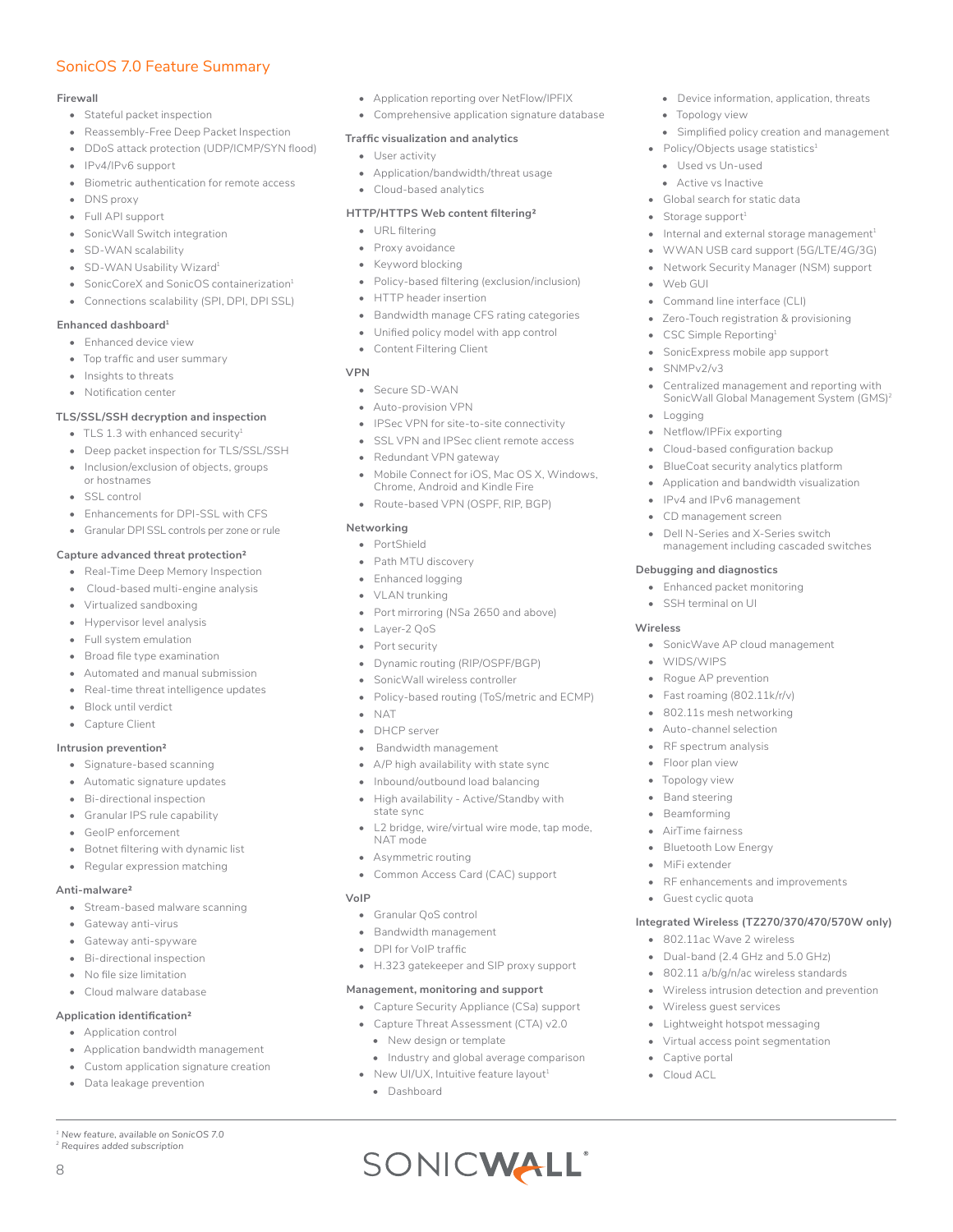## SonicOS 7.0 Feature Summary

### Firewall

- Stateful packet inspection
- Reassembly-Free Deep Packet Inspection
- DDoS attack protection (UDP/ICMP/SYN flood)
- IPv4/IPv6 support
- Biometric authentication for remote access
- DNS proxy
- Full API support
- SonicWall Switch integration
- SD-WAN scalability
- SD-WAN Usability Wizard[1]
- SonicCoreX and SonicOS containerization[1]
- Connections scalability (SPI, DPI, DPI SSL)

### Enhanced dashboard[1]

- Enhanced device view
- Top traffic and user summary
- Insights to threats
- Notification center

### TLS/SSL/SSH decryption and inspection

- TLS 1.3 with enhanced security[1]
- Deep packet inspection for TLS/SSL/SSH
- Inclusion/exclusion of objects, groups or hostnames
- SSL control
- Enhancements for DPI-SSL with CFS
- Granular DPI SSL controls per zone or rule

### Capture advanced threat protection[2]

- Real-Time Deep Memory Inspection
- Cloud-based multi-engine analysis
- Virtualized sandboxing
- Hypervisor level analysis
- Full system emulation
- Broad file type examination
- Automated and manual submission
- Real-time threat intelligence updates
- Block until verdict
- Capture Client

### Intrusion prevention[2]

- Signature-based scanning
- Automatic signature updates
- Bi-directional inspection
- Granular IPS rule capability
- GeoIP enforcement
- Botnet filtering with dynamic list
- Regular expression matching

### Anti-malware[2]

- Stream-based malware scanning
- Gateway anti-virus
- Gateway anti-spyware
- Bi-directional inspection
- No file size limitation
- Cloud malware database

### Application identification[2]

- Application control
- Application bandwidth management
- Custom application signature creation
- Data leakage prevention
- Application reporting over NetFlow/IPFIX
- Comprehensive application signature database

### Traffic visualization and analytics

- User activity
- Application/bandwidth/threat usage
- Cloud-based analytics

### HTTP/HTTPS Web content filtering[2]

- URL filtering
- Proxy avoidance
- Keyword blocking
- Policy-based filtering (exclusion/inclusion)
- HTTP header insertion
- Bandwidth manage CFS rating categories
- Unified policy model with app control
- Content Filtering Client

### VPN

- Secure SD-WAN
- Auto-provision VPN
- IPSec VPN for site-to-site connectivity
- SSL VPN and IPSec client remote access
- Redundant VPN gateway
- Mobile Connect for iOS, Mac OS X, Windows, Chrome, Android and Kindle Fire
- Route-based VPN (OSPF, RIP, BGP)

### Networking

- PortShield
- Path MTU discovery
- Enhanced logging
- VLAN trunking
- Port mirroring (NSa 2650 and above)
- Layer-2 QoS
- Port security
- Dynamic routing (RIP/OSPF/BGP)
- SonicWall wireless controller
- Policy-based routing (ToS/metric and ECMP)
- NAT
- DHCP server
- Bandwidth management
- A/P high availability with state sync
- Inbound/outbound load balancing
- High availability - Active/Standby with state sync
- L2 bridge, wire/virtual wire mode, tap mode, NAT mode
- Asymmetric routing
- Common Access Card (CAC) support

### VoIP

- Granular QoS control
- Bandwidth management
- DPI for VoIP traffic
- H.323 gatekeeper and SIP proxy support

### Management, monitoring and support

- Capture Security Appliance (CSa) support
- Capture Threat Assessment (CTA) v2.0
  - New design or template
  - Industry and global average comparison
- New UI/UX, Intuitive feature layout[1]
  - Dashboard
  - Device information, application, threats
  - Topology view
  - Simplified policy creation and management
- Policy/Objects usage statistics[1]
  - Used vs Un-used
  - Active vs Inactive
- Global search for static data
- Storage support[1]
- Internal and external storage management[1]
- WWAN USB card support (5G/LTE/4G/3G)
- Network Security Manager (NSM) support
- Web GUI
- Command line interface (CLI)
- Zero-Touch registration & provisioning
- CSC Simple Reporting[1]
- SonicExpress mobile app support
- SNMPv2/v3
- Centralized management and reporting with SonicWall Global Management System (GMS)[2]
- Logging
- Netflow/IPFix exporting
- Cloud-based configuration backup
- BlueCoat security analytics platform
- Application and bandwidth visualization
- IPv4 and IPv6 management
- CD management screen
- Dell N-Series and X-Series switch management including cascaded switches

### Debugging and diagnostics

- Enhanced packet monitoring
- SSH terminal on UI

### Wireless

- SonicWave AP cloud management
- WIDS/WIPS
- Rogue AP prevention
- Fast roaming (802.11k/r/v)
- 802.11s mesh networking
- Auto-channel selection
- RF spectrum analysis
- Floor plan view
- Topology view
- Band steering
- Beamforming
- AirTime fairness
- Bluetooth Low Energy
- MiFi extender
- RF enhancements and improvements
- Guest cyclic quota

### Integrated Wireless (TZ270/370/470/570W only)

- 802.11ac Wave 2 wireless
- Dual-band (2.4 GHz and 5.0 GHz)
- 802.11 a/b/g/n/ac wireless standards
- Wireless intrusion detection and prevention
- Wireless guest services
- Lightweight hotspot messaging
- Virtual access point segmentation
- Captive portal
- Cloud ACL

---

*[1] New feature, available on SonicOS 7.0*
*[2] Requires added subscription*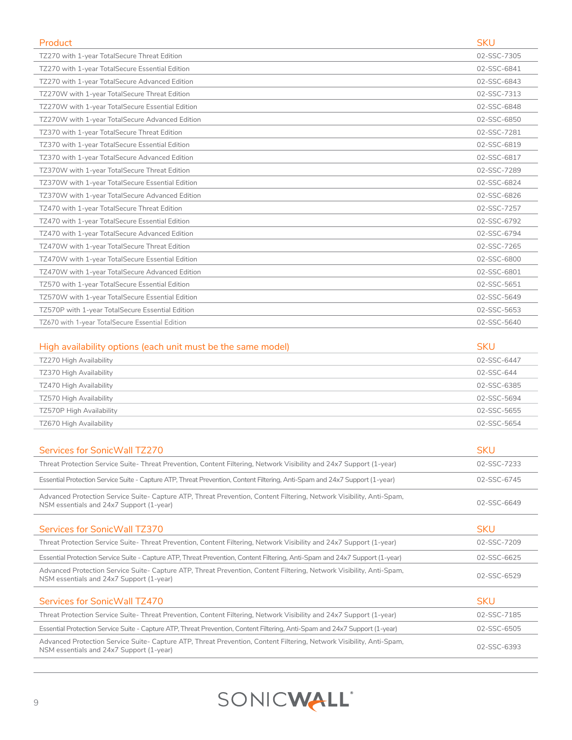| Product | SKU |
|---|---|
| TZ270 with 1-year TotalSecure Threat Edition | 02-SSC-7305 |
| TZ270 with 1-year TotalSecure Essential Edition | 02-SSC-6841 |
| TZ270 with 1-year TotalSecure Advanced Edition | 02-SSC-6843 |
| TZ270W with 1-year TotalSecure Threat Edition | 02-SSC-7313 |
| TZ270W with 1-year TotalSecure Essential Edition | 02-SSC-6848 |
| TZ270W with 1-year TotalSecure Advanced Edition | 02-SSC-6850 |
| TZ370 with 1-year TotalSecure Threat Edition | 02-SSC-7281 |
| TZ370 with 1-year TotalSecure Essential Edition | 02-SSC-6819 |
| TZ370 with 1-year TotalSecure Advanced Edition | 02-SSC-6817 |
| TZ370W with 1-year TotalSecure Threat Edition | 02-SSC-7289 |
| TZ370W with 1-year TotalSecure Essential Edition | 02-SSC-6824 |
| TZ370W with 1-year TotalSecure Advanced Edition | 02-SSC-6826 |
| TZ470 with 1-year TotalSecure Threat Edition | 02-SSC-7257 |
| TZ470 with 1-year TotalSecure Essential Edition | 02-SSC-6792 |
| TZ470 with 1-year TotalSecure Advanced Edition | 02-SSC-6794 |
| TZ470W with 1-year TotalSecure Threat Edition | 02-SSC-7265 |
| TZ470W with 1-year TotalSecure Essential Edition | 02-SSC-6800 |
| TZ470W with 1-year TotalSecure Advanced Edition | 02-SSC-6801 |
| TZ570 with 1-year TotalSecure Essential Edition | 02-SSC-5651 |
| TZ570W with 1-year TotalSecure Essential Edition | 02-SSC-5649 |
| TZ570P with 1-year TotalSecure Essential Edition | 02-SSC-5653 |
| TZ670 with 1-year TotalSecure Essential Edition | 02-SSC-5640 |

| High availability options (each unit must be the same model) | SKU |
|---|---|
| TZ270 High Availability | 02-SSC-6447 |
| TZ370 High Availability | 02-SSC-644 |
| TZ470 High Availability | 02-SSC-6385 |
| TZ570 High Availability | 02-SSC-5694 |
| TZ570P High Availability | 02-SSC-5655 |
| TZ670 High Availability | 02-SSC-5654 |

| Services for SonicWall TZ270 | SKU |
|---|---|
| Threat Protection Service Suite- Threat Prevention, Content Filtering, Network Visibility and 24x7 Support (1-year) | 02-SSC-7233 |
| Essential Protection Service Suite - Capture ATP, Threat Prevention, Content Filtering, Anti-Spam and 24x7 Support (1-year) | 02-SSC-6745 |
| Advanced Protection Service Suite- Capture ATP, Threat Prevention, Content Filtering, Network Visibility, Anti-Spam, NSM essentials and 24x7 Support (1-year) | 02-SSC-6649 |

| Services for SonicWall TZ370 | SKU |
|---|---|
| Threat Protection Service Suite- Threat Prevention, Content Filtering, Network Visibility and 24x7 Support (1-year) | 02-SSC-7209 |
| Essential Protection Service Suite - Capture ATP, Threat Prevention, Content Filtering, Anti-Spam and 24x7 Support (1-year) | 02-SSC-6625 |
| Advanced Protection Service Suite- Capture ATP, Threat Prevention, Content Filtering, Network Visibility, Anti-Spam, NSM essentials and 24x7 Support (1-year) | 02-SSC-6529 |

| Services for SonicWall TZ470 | SKU |
|---|---|
| Threat Protection Service Suite- Threat Prevention, Content Filtering, Network Visibility and 24x7 Support (1-year) | 02-SSC-7185 |
| Essential Protection Service Suite - Capture ATP, Threat Prevention, Content Filtering, Anti-Spam and 24x7 Support (1-year) | 02-SSC-6505 |
| Advanced Protection Service Suite- Capture ATP, Threat Prevention, Content Filtering, Network Visibility, Anti-Spam, NSM essentials and 24x7 Support (1-year) | 02-SSC-6393 |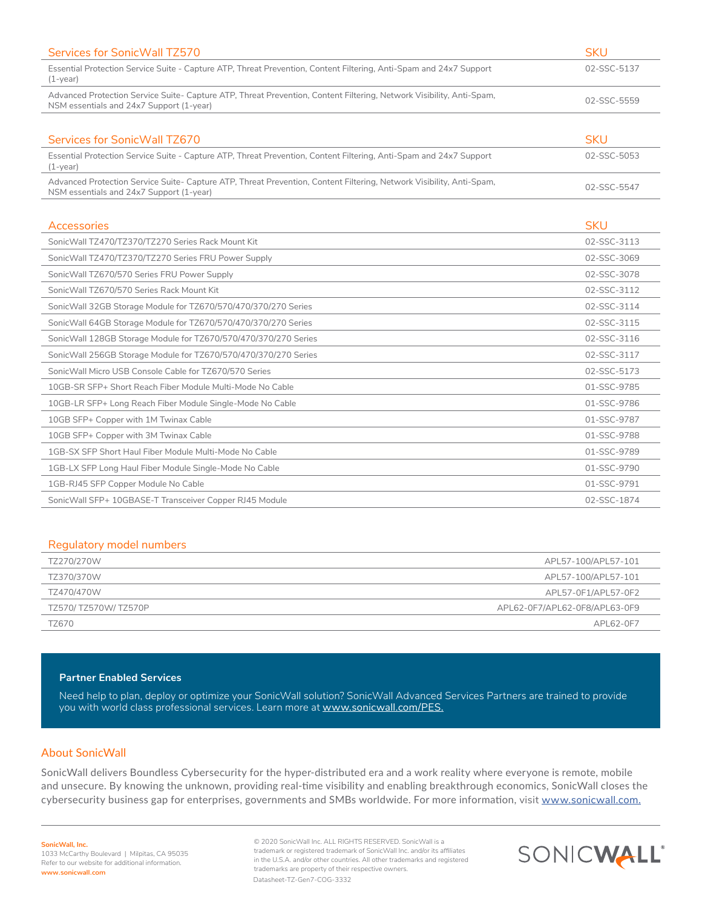| Services for SonicWall TZ570 | SKU |
|---|---|
| Essential Protection Service Suite - Capture ATP, Threat Prevention, Content Filtering, Anti-Spam and 24x7 Support (1-year) | 02-SSC-5137 |
| Advanced Protection Service Suite- Capture ATP, Threat Prevention, Content Filtering, Network Visibility, Anti-Spam, NSM essentials and 24x7 Support (1-year) | 02-SSC-5559 |

| Services for SonicWall TZ670 | SKU |
|---|---|
| Essential Protection Service Suite - Capture ATP, Threat Prevention, Content Filtering, Anti-Spam and 24x7 Support (1-year) | 02-SSC-5053 |
| Advanced Protection Service Suite- Capture ATP, Threat Prevention, Content Filtering, Network Visibility, Anti-Spam, NSM essentials and 24x7 Support (1-year) | 02-SSC-5547 |

| Accessories | SKU |
|---|---|
| SonicWall TZ470/TZ370/TZ270 Series Rack Mount Kit | 02-SSC-3113 |
| SonicWall TZ470/TZ370/TZ270 Series FRU Power Supply | 02-SSC-3069 |
| SonicWall TZ670/570 Series FRU Power Supply | 02-SSC-3078 |
| SonicWall TZ670/570 Series Rack Mount Kit | 02-SSC-3112 |
| SonicWall 32GB Storage Module for TZ670/570/470/370/270 Series | 02-SSC-3114 |
| SonicWall 64GB Storage Module for TZ670/570/470/370/270 Series | 02-SSC-3115 |
| SonicWall 128GB Storage Module for TZ670/570/470/370/270 Series | 02-SSC-3116 |
| SonicWall 256GB Storage Module for TZ670/570/470/370/270 Series | 02-SSC-3117 |
| SonicWall Micro USB Console Cable for TZ670/570 Series | 02-SSC-5173 |
| 10GB-SR SFP+ Short Reach Fiber Module Multi-Mode No Cable | 01-SSC-9785 |
| 10GB-LR SFP+ Long Reach Fiber Module Single-Mode No Cable | 01-SSC-9786 |
| 10GB SFP+ Copper with 1M Twinax Cable | 01-SSC-9787 |
| 10GB SFP+ Copper with 3M Twinax Cable | 01-SSC-9788 |
| 1GB-SX SFP Short Haul Fiber Module Multi-Mode No Cable | 01-SSC-9789 |
| 1GB-LX SFP Long Haul Fiber Module Single-Mode No Cable | 01-SSC-9790 |
| 1GB-RJ45 SFP Copper Module No Cable | 01-SSC-9791 |
| SonicWall SFP+ 10GBASE-T Transceiver Copper RJ45 Module | 02-SSC-1874 |

| Regulatory model numbers | |
|---|---|
| TZ270/270W | APL57-100/APL57-101 |
| TZ370/370W | APL57-100/APL57-101 |
| TZ470/470W | APL57-0F1/APL57-0F2 |
| TZ570/ TZ570W/ TZ570P | APL62-0F7/APL62-0F8/APL63-0F9 |
| TZ670 | APL62-0F7 |

**Partner Enabled Services**

Need help to plan, deploy or optimize your SonicWall solution? SonicWall Advanced Services Partners are trained to provide you with world class professional services. Learn more at www.sonicwall.com/PES.

## About SonicWall

SonicWall delivers Boundless Cybersecurity for the hyper-distributed era and a work reality where everyone is remote, mobile and unsecure. By knowing the unknown, providing real-time visibility and enabling breakthrough economics, SonicWall closes the cybersecurity business gap for enterprises, governments and SMBs worldwide. For more information, visit www.sonicwall.com.

**SonicWall, Inc.**
1033 McCarthy Boulevard | Milpitas, CA 95035
Refer to our website for additional information.
www.sonicwall.com

© 2020 SonicWall Inc. ALL RIGHTS RESERVED. SonicWall is a trademark or registered trademark of SonicWall Inc. and/or its affiliates in the U.S.A. and/or other countries. All other trademarks and registered trademarks are property of their respective owners.

Datasheet-TZ-Gen7-COG-3332

SONICWALL®